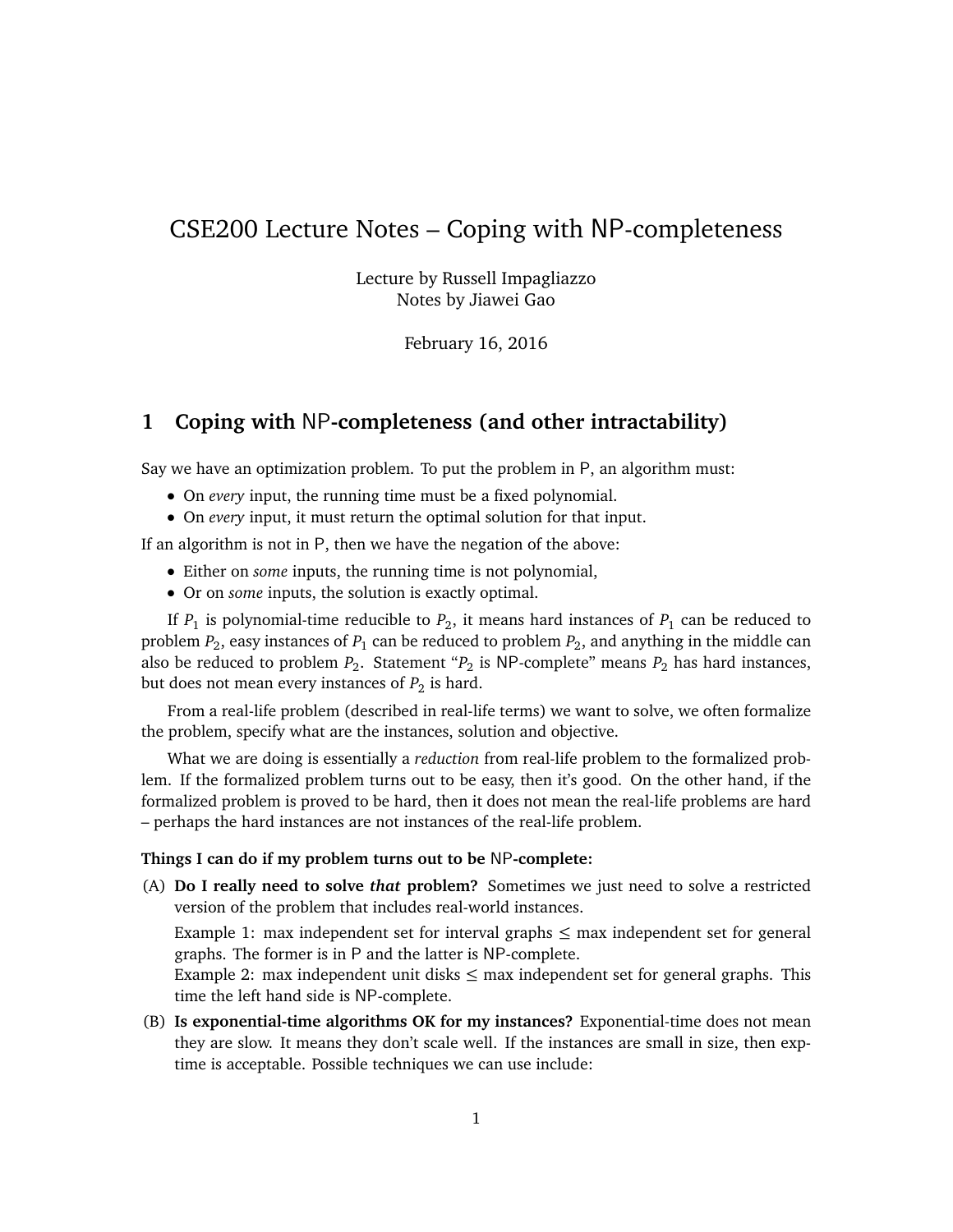# CSE200 Lecture Notes – Coping with NP-completeness

Lecture by Russell Impagliazzo
Notes by Jiawei Gao

February 16, 2016

## 1 Coping with NP-completeness (and other intractability)

Say we have an optimization problem. To put the problem in P, an algorithm must:

- On *every* input, the running time must be a fixed polynomial.
- On *every* input, it must return the optimal solution for that input.

If an algorithm is not in P, then we have the negation of the above:

- Either on *some* inputs, the running time is not polynomial,
- Or on *some* inputs, the solution is exactly optimal.

If $P_1$ is polynomial-time reducible to $P_2$, it means hard instances of $P_1$ can be reduced to problem $P_2$, easy instances of $P_1$ can be reduced to problem $P_2$, and anything in the middle can also be reduced to problem $P_2$. Statement "$P_2$ is NP-complete" means $P_2$ has hard instances, but does not mean every instances of $P_2$ is hard.

From a real-life problem (described in real-life terms) we want to solve, we often formalize the problem, specify what are the instances, solution and objective.

What we are doing is essentially a *reduction* from real-life problem to the formalized problem. If the formalized problem turns out to be easy, then it's good. On the other hand, if the formalized problem is proved to be hard, then it does not mean the real-life problems are hard – perhaps the hard instances are not instances of the real-life problem.

**Things I can do if my problem turns out to be NP-complete:**

(A) **Do I really need to solve *that* problem?** Sometimes we just need to solve a restricted version of the problem that includes real-world instances.

Example 1: max independent set for interval graphs $\leq$ max independent set for general graphs. The former is in P and the latter is NP-complete.
Example 2: max independent unit disks $\leq$ max independent set for general graphs. This time the left hand side is NP-complete.

(B) **Is exponential-time algorithms OK for my instances?** Exponential-time does not mean they are slow. It means they don't scale well. If the instances are small in size, then exp-time is acceptable. Possible techniques we can use include: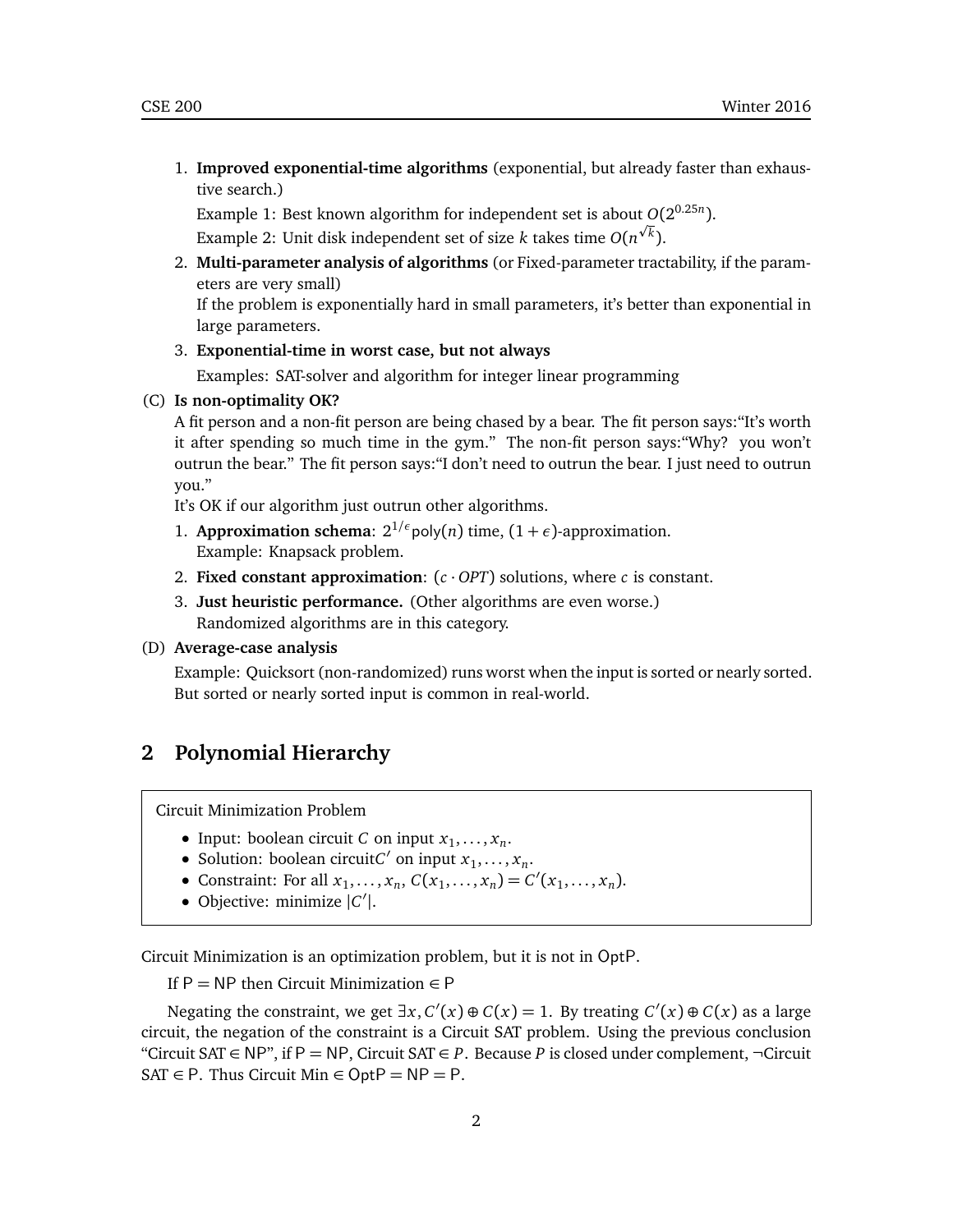1. **Improved exponential-time algorithms** (exponential, but already faster than exhaustive search.)

   Example 1: Best known algorithm for independent set is about $O(2^{0.25n})$.

   Example 2: Unit disk independent set of size $k$ takes time $O(n^{\sqrt{k}})$.

2. **Multi-parameter analysis of algorithms** (or Fixed-parameter tractability, if the parameters are very small)

   If the problem is exponentially hard in small parameters, it's better than exponential in large parameters.

3. **Exponential-time in worst case, but not always**

   Examples: SAT-solver and algorithm for integer linear programming

(C) **Is non-optimality OK?**

A fit person and a non-fit person are being chased by a bear. The fit person says:"It's worth it after spending so much time in the gym." The non-fit person says:"Why? you won't outrun the bear." The fit person says:"I don't need to outrun the bear. I just need to outrun you."

It's OK if our algorithm just outrun other algorithms.

1. **Approximation schema**: $2^{1/\epsilon}\mathsf{poly}(n)$ time, $(1+\epsilon)$-approximation.
   Example: Knapsack problem.
2. **Fixed constant approximation**: $(c \cdot OPT)$ solutions, where $c$ is constant.
3. **Just heuristic performance.** (Other algorithms are even worse.)
   Randomized algorithms are in this category.

(D) **Average-case analysis**

Example: Quicksort (non-randomized) runs worst when the input is sorted or nearly sorted. But sorted or nearly sorted input is common in real-world.

## 2 Polynomial Hierarchy

> Circuit Minimization Problem
>
> - Input: boolean circuit $C$ on input $x_1, \ldots, x_n$.
> - Solution: boolean circuit$C'$ on input $x_1, \ldots, x_n$.
> - Constraint: For all $x_1, \ldots, x_n$, $C(x_1, \ldots, x_n) = C'(x_1, \ldots, x_n)$.
> - Objective: minimize $|C'|$.

Circuit Minimization is an optimization problem, but it is not in $\mathsf{OptP}$.

If $\mathsf{P} = \mathsf{NP}$ then Circuit Minimization $\in \mathsf{P}$

Negating the constraint, we get $\exists x, C'(x) \oplus C(x) = 1$. By treating $C'(x) \oplus C(x)$ as a large circuit, the negation of the constraint is a Circuit SAT problem. Using the previous conclusion "Circuit SAT $\in \mathsf{NP}$", if $\mathsf{P} = \mathsf{NP}$, Circuit SAT $\in P$. Because $P$ is closed under complement, $\neg$Circuit SAT $\in \mathsf{P}$. Thus Circuit Min $\in \mathsf{OptP} = \mathsf{NP} = \mathsf{P}$.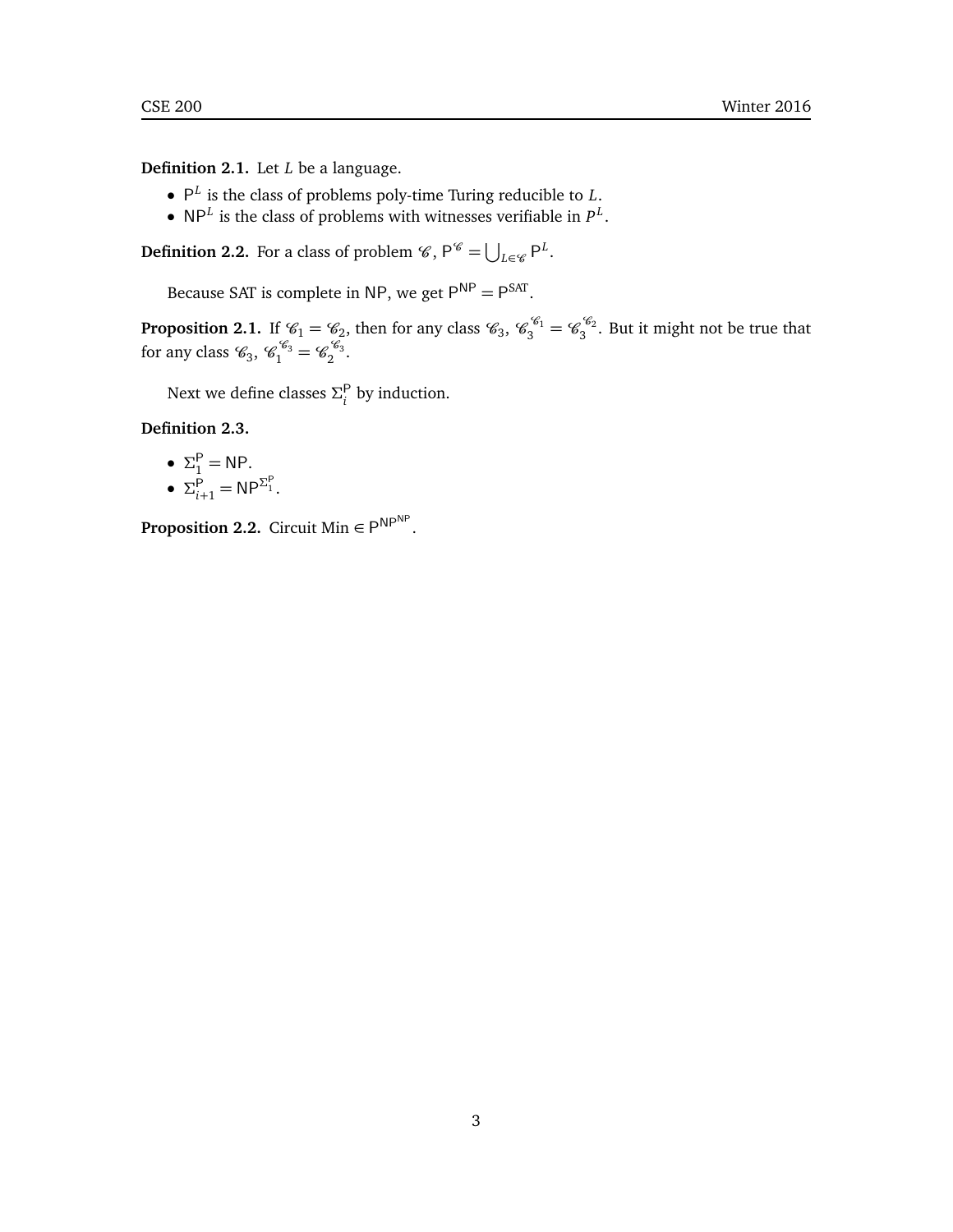**Definition 2.1.** Let $L$ be a language.

- $\mathsf{P}^L$ is the class of problems poly-time Turing reducible to $L$.
- $\mathsf{NP}^L$ is the class of problems with witnesses verifiable in $P^L$.

**Definition 2.2.** For a class of problem $\mathscr{C}$, $\mathsf{P}^{\mathscr{C}} = \bigcup_{L \in \mathscr{C}} \mathsf{P}^L$.

Because SAT is complete in $\mathsf{NP}$, we get $\mathsf{P}^{\mathsf{NP}} = \mathsf{P}^{\mathsf{SAT}}$.

**Proposition 2.1.** If $\mathscr{C}_1 = \mathscr{C}_2$, then for any class $\mathscr{C}_3$, $\mathscr{C}_3^{\mathscr{C}_1} = \mathscr{C}_3^{\mathscr{C}_2}$. But it might not be true that for any class $\mathscr{C}_3$, $\mathscr{C}_1^{\mathscr{C}_3} = \mathscr{C}_2^{\mathscr{C}_3}$.

Next we define classes $\Sigma_i^{\mathsf{P}}$ by induction.

**Definition 2.3.**

- $\Sigma_1^{\mathsf{P}} = \mathsf{NP}$.
- $\Sigma_{i+1}^{\mathsf{P}} = \mathsf{NP}^{\Sigma_1^{\mathsf{P}}}$.

**Proposition 2.2.** Circuit Min $\in \mathsf{P}^{\mathsf{NP}^{\mathsf{NP}}}$.